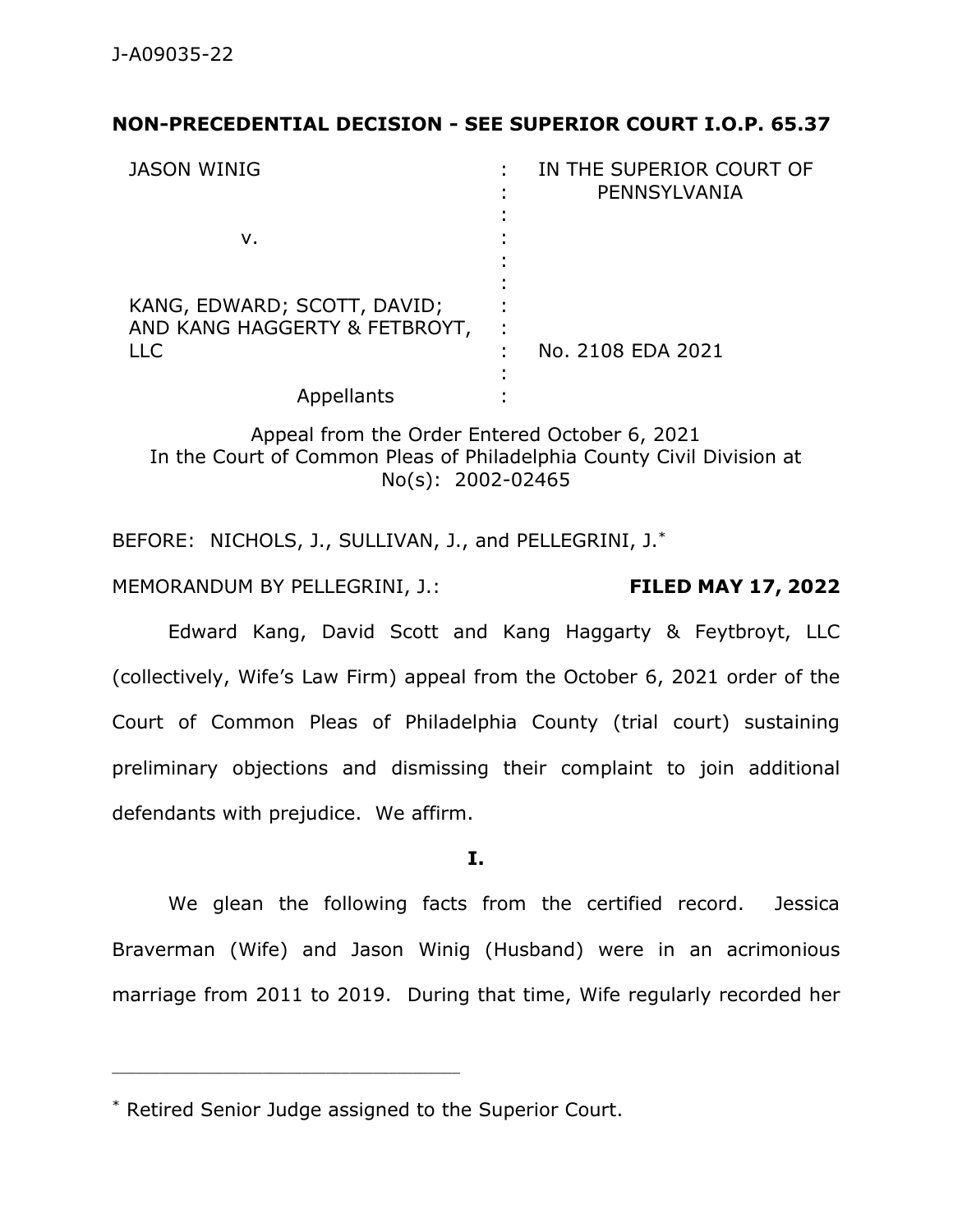J-A09035-22

**NON-PRECEDENTIAL DECISION - SEE SUPERIOR COURT I.O.P. 65.37**

| | | |
|---|---|---|
| JASON WINIG | : | IN THE SUPERIOR COURT OF PENNSYLVANIA |
| v. | : | |
| KANG, EDWARD; SCOTT, DAVID; AND KANG HAGGERTY & FETBROYT, LLC | : | No. 2108 EDA 2021 |
| Appellants | : | |

Appeal from the Order Entered October 6, 2021
In the Court of Common Pleas of Philadelphia County Civil Division at No(s): 2002-02465

BEFORE: NICHOLS, J., SULLIVAN, J., and PELLEGRINI, J.*

MEMORANDUM BY PELLEGRINI, J.: **FILED MAY 17, 2022**

Edward Kang, David Scott and Kang Haggarty & Feytbroyt, LLC (collectively, Wife's Law Firm) appeal from the October 6, 2021 order of the Court of Common Pleas of Philadelphia County (trial court) sustaining preliminary objections and dismissing their complaint to join additional defendants with prejudice. We affirm.

**I.**

We glean the following facts from the certified record. Jessica Braverman (Wife) and Jason Winig (Husband) were in an acrimonious marriage from 2011 to 2019. During that time, Wife regularly recorded her

---

\* Retired Senior Judge assigned to the Superior Court.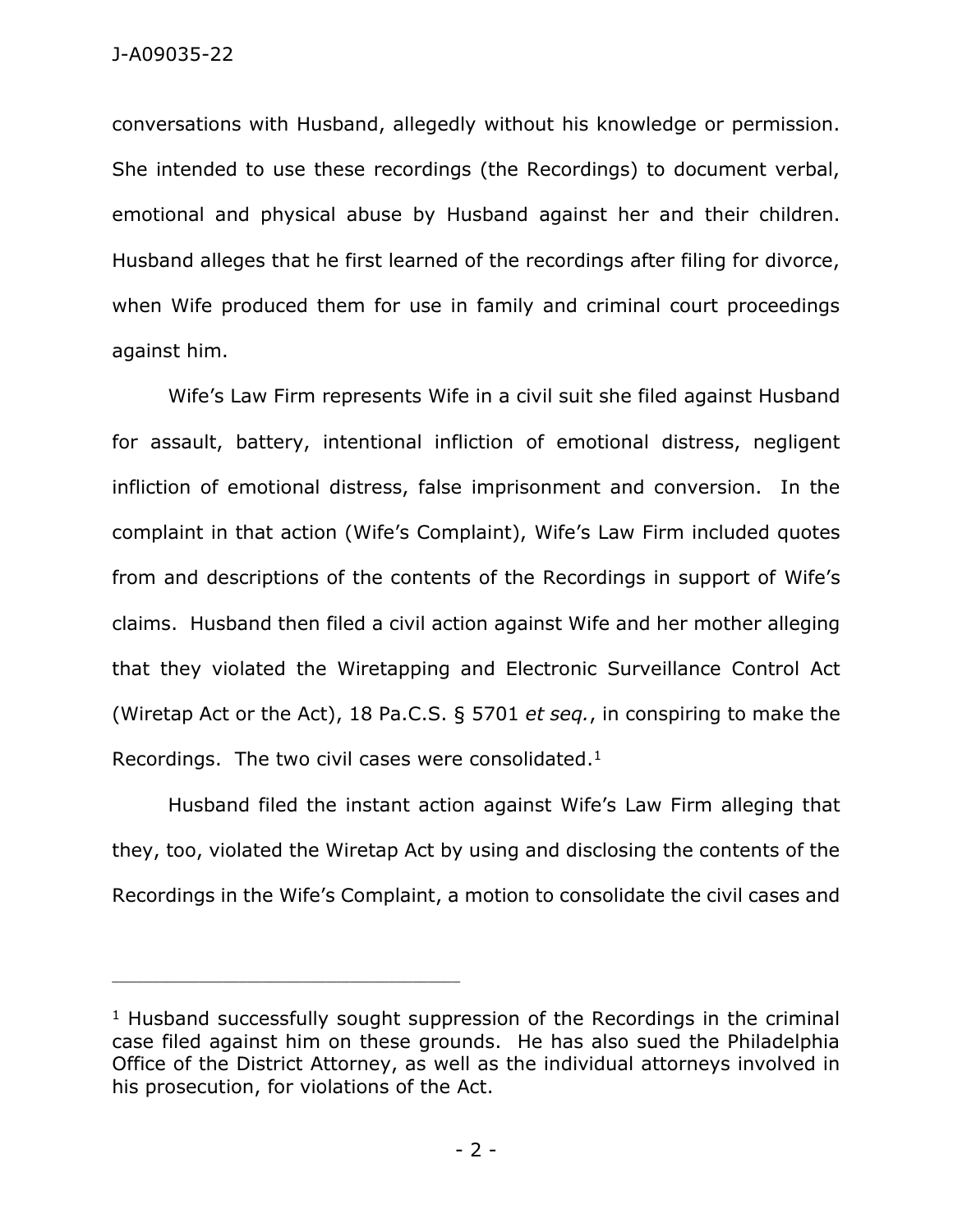conversations with Husband, allegedly without his knowledge or permission. She intended to use these recordings (the Recordings) to document verbal, emotional and physical abuse by Husband against her and their children. Husband alleges that he first learned of the recordings after filing for divorce, when Wife produced them for use in family and criminal court proceedings against him.

Wife's Law Firm represents Wife in a civil suit she filed against Husband for assault, battery, intentional infliction of emotional distress, negligent infliction of emotional distress, false imprisonment and conversion. In the complaint in that action (Wife's Complaint), Wife's Law Firm included quotes from and descriptions of the contents of the Recordings in support of Wife's claims. Husband then filed a civil action against Wife and her mother alleging that they violated the Wiretapping and Electronic Surveillance Control Act (Wiretap Act or the Act), 18 Pa.C.S. § 5701 *et seq.*, in conspiring to make the Recordings. The two civil cases were consolidated.[1]

Husband filed the instant action against Wife's Law Firm alleging that they, too, violated the Wiretap Act by using and disclosing the contents of the Recordings in the Wife's Complaint, a motion to consolidate the civil cases and

---

[1] Husband successfully sought suppression of the Recordings in the criminal case filed against him on these grounds. He has also sued the Philadelphia Office of the District Attorney, as well as the individual attorneys involved in his prosecution, for violations of the Act.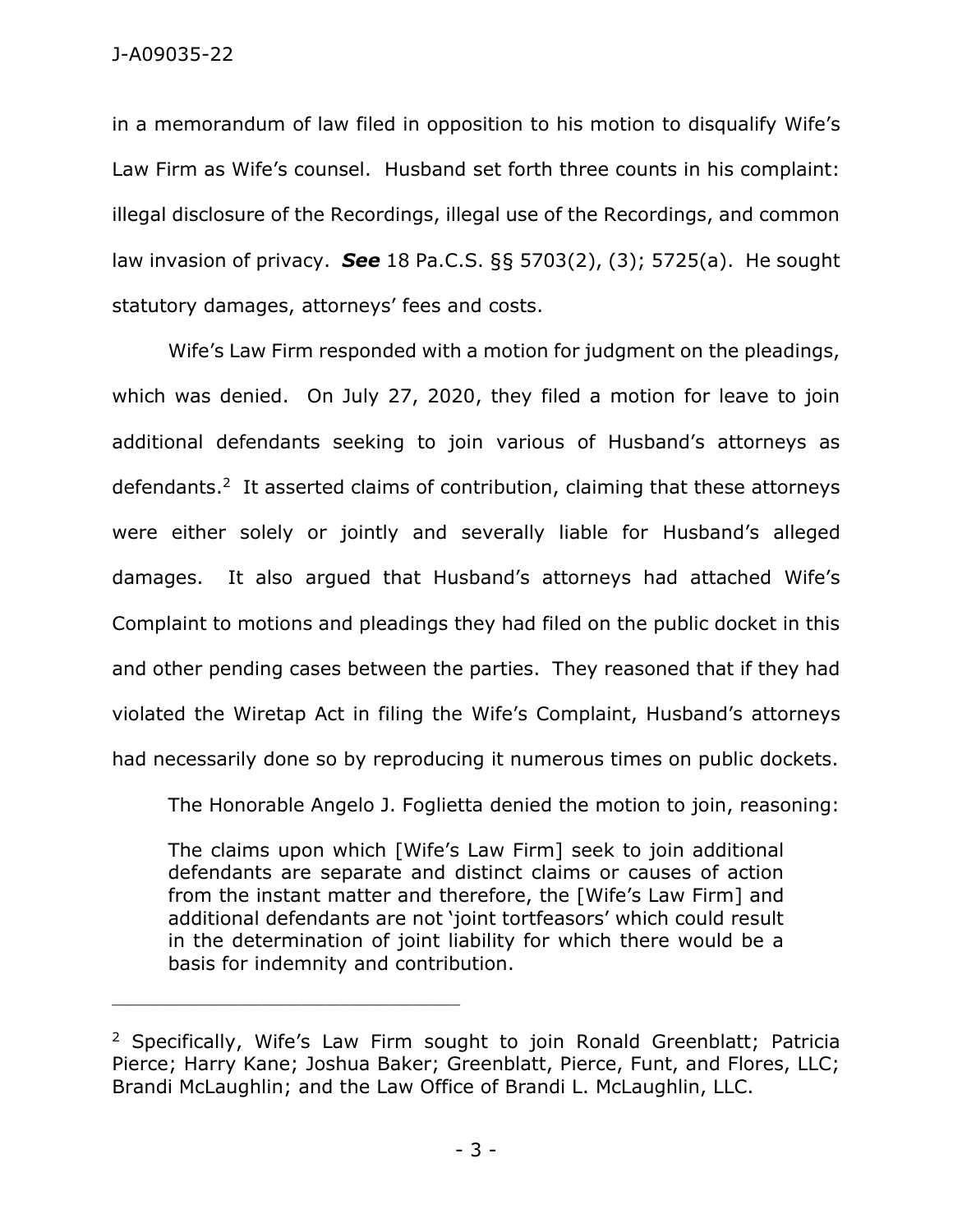in a memorandum of law filed in opposition to his motion to disqualify Wife's Law Firm as Wife's counsel. Husband set forth three counts in his complaint: illegal disclosure of the Recordings, illegal use of the Recordings, and common law invasion of privacy. ***See*** 18 Pa.C.S. §§ 5703(2), (3); 5725(a). He sought statutory damages, attorneys' fees and costs.

Wife's Law Firm responded with a motion for judgment on the pleadings, which was denied. On July 27, 2020, they filed a motion for leave to join additional defendants seeking to join various of Husband's attorneys as defendants.[2] It asserted claims of contribution, claiming that these attorneys were either solely or jointly and severally liable for Husband's alleged damages. It also argued that Husband's attorneys had attached Wife's Complaint to motions and pleadings they had filed on the public docket in this and other pending cases between the parties. They reasoned that if they had violated the Wiretap Act in filing the Wife's Complaint, Husband's attorneys had necessarily done so by reproducing it numerous times on public dockets.

The Honorable Angelo J. Foglietta denied the motion to join, reasoning:

> The claims upon which [Wife's Law Firm] seek to join additional defendants are separate and distinct claims or causes of action from the instant matter and therefore, the [Wife's Law Firm] and additional defendants are not 'joint tortfeasors' which could result in the determination of joint liability for which there would be a basis for indemnity and contribution.

---

[2] Specifically, Wife's Law Firm sought to join Ronald Greenblatt; Patricia Pierce; Harry Kane; Joshua Baker; Greenblatt, Pierce, Funt, and Flores, LLC; Brandi McLaughlin; and the Law Office of Brandi L. McLaughlin, LLC.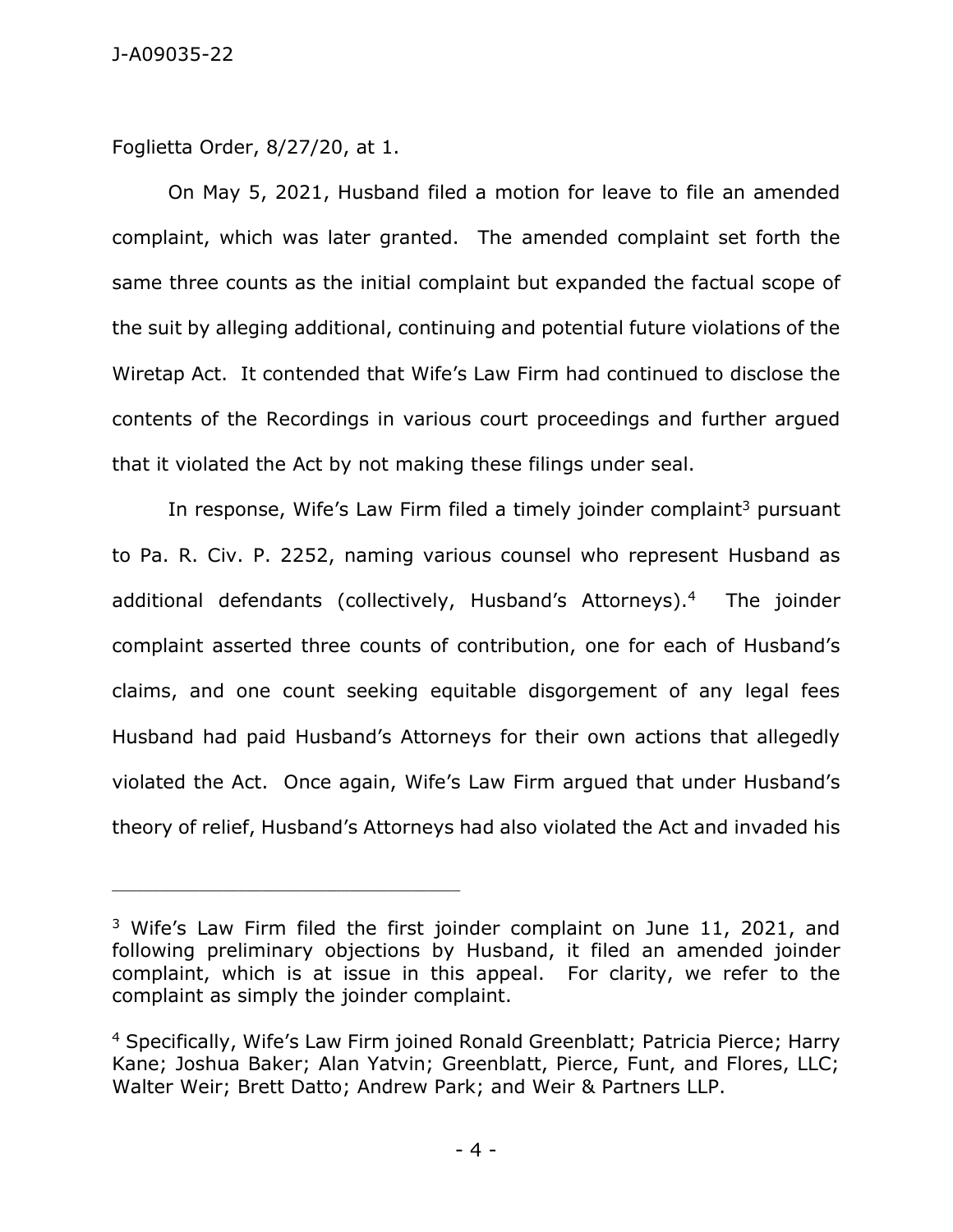Foglietta Order, 8/27/20, at 1.

On May 5, 2021, Husband filed a motion for leave to file an amended complaint, which was later granted. The amended complaint set forth the same three counts as the initial complaint but expanded the factual scope of the suit by alleging additional, continuing and potential future violations of the Wiretap Act. It contended that Wife's Law Firm had continued to disclose the contents of the Recordings in various court proceedings and further argued that it violated the Act by not making these filings under seal.

In response, Wife's Law Firm filed a timely joinder complaint[3] pursuant to Pa. R. Civ. P. 2252, naming various counsel who represent Husband as additional defendants (collectively, Husband's Attorneys).[4] The joinder complaint asserted three counts of contribution, one for each of Husband's claims, and one count seeking equitable disgorgement of any legal fees Husband had paid Husband's Attorneys for their own actions that allegedly violated the Act. Once again, Wife's Law Firm argued that under Husband's theory of relief, Husband's Attorneys had also violated the Act and invaded his

---

[3] Wife's Law Firm filed the first joinder complaint on June 11, 2021, and following preliminary objections by Husband, it filed an amended joinder complaint, which is at issue in this appeal. For clarity, we refer to the complaint as simply the joinder complaint.

[4] Specifically, Wife's Law Firm joined Ronald Greenblatt; Patricia Pierce; Harry Kane; Joshua Baker; Alan Yatvin; Greenblatt, Pierce, Funt, and Flores, LLC; Walter Weir; Brett Datto; Andrew Park; and Weir & Partners LLP.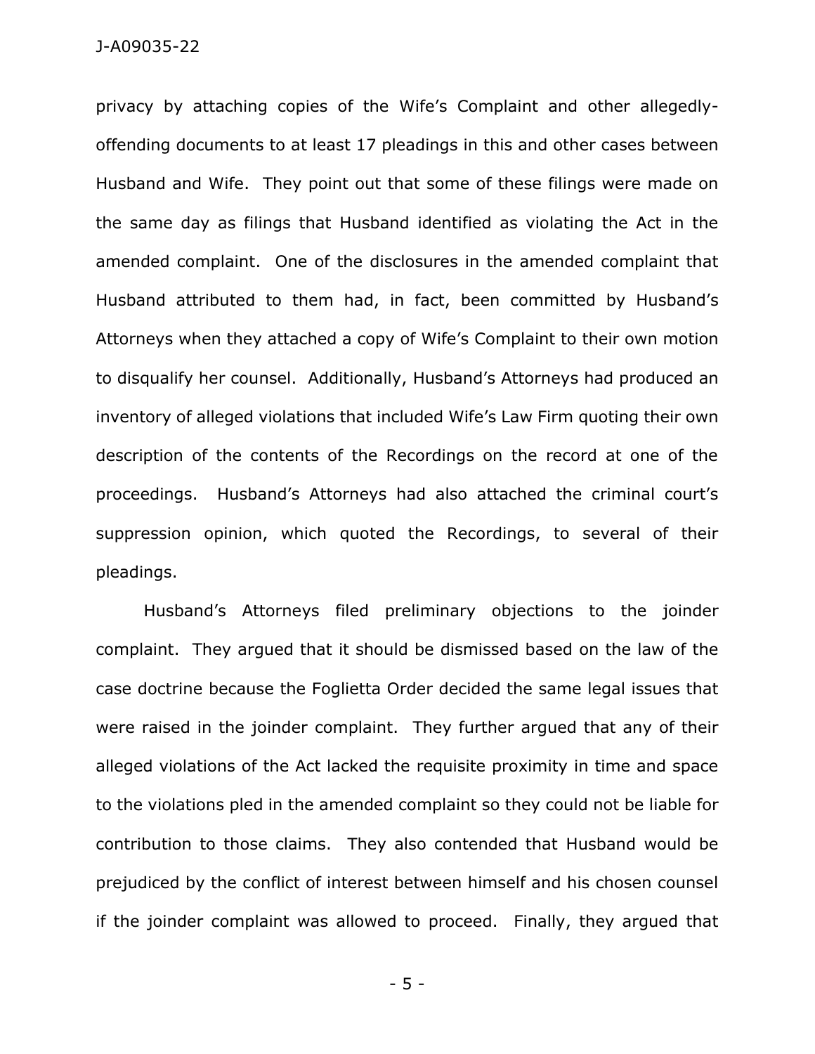privacy by attaching copies of the Wife's Complaint and other allegedly-offending documents to at least 17 pleadings in this and other cases between Husband and Wife. They point out that some of these filings were made on the same day as filings that Husband identified as violating the Act in the amended complaint. One of the disclosures in the amended complaint that Husband attributed to them had, in fact, been committed by Husband's Attorneys when they attached a copy of Wife's Complaint to their own motion to disqualify her counsel. Additionally, Husband's Attorneys had produced an inventory of alleged violations that included Wife's Law Firm quoting their own description of the contents of the Recordings on the record at one of the proceedings. Husband's Attorneys had also attached the criminal court's suppression opinion, which quoted the Recordings, to several of their pleadings.

Husband's Attorneys filed preliminary objections to the joinder complaint. They argued that it should be dismissed based on the law of the case doctrine because the Foglietta Order decided the same legal issues that were raised in the joinder complaint. They further argued that any of their alleged violations of the Act lacked the requisite proximity in time and space to the violations pled in the amended complaint so they could not be liable for contribution to those claims. They also contended that Husband would be prejudiced by the conflict of interest between himself and his chosen counsel if the joinder complaint was allowed to proceed. Finally, they argued that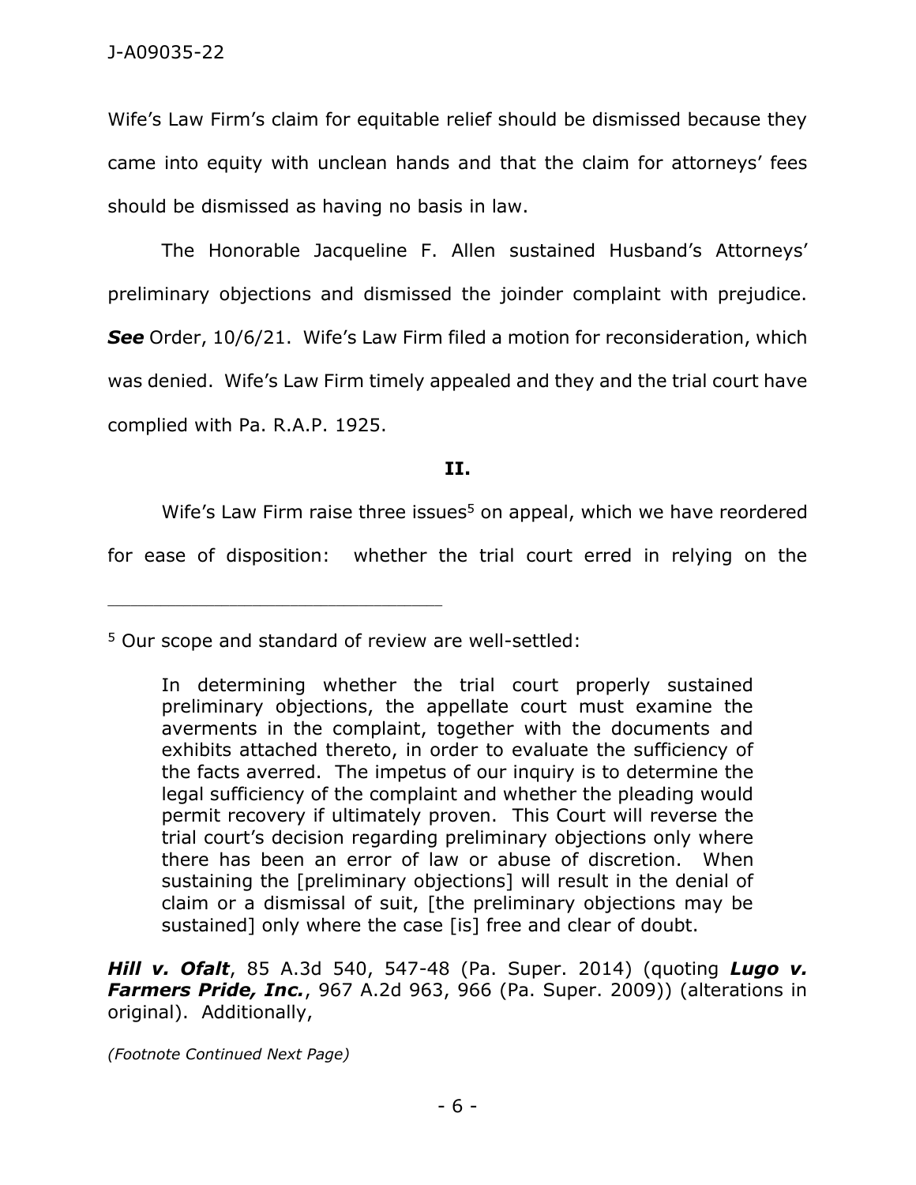Wife's Law Firm's claim for equitable relief should be dismissed because they came into equity with unclean hands and that the claim for attorneys' fees should be dismissed as having no basis in law.

The Honorable Jacqueline F. Allen sustained Husband's Attorneys' preliminary objections and dismissed the joinder complaint with prejudice. ***See*** Order, 10/6/21. Wife's Law Firm filed a motion for reconsideration, which was denied. Wife's Law Firm timely appealed and they and the trial court have complied with Pa. R.A.P. 1925.

**II.**

Wife's Law Firm raise three issues[5] on appeal, which we have reordered for ease of disposition: whether the trial court erred in relying on the

---

[5] Our scope and standard of review are well-settled:

> In determining whether the trial court properly sustained preliminary objections, the appellate court must examine the averments in the complaint, together with the documents and exhibits attached thereto, in order to evaluate the sufficiency of the facts averred. The impetus of our inquiry is to determine the legal sufficiency of the complaint and whether the pleading would permit recovery if ultimately proven. This Court will reverse the trial court's decision regarding preliminary objections only where there has been an error of law or abuse of discretion. When sustaining the [preliminary objections] will result in the denial of claim or a dismissal of suit, [the preliminary objections may be sustained] only where the case [is] free and clear of doubt.

***Hill v. Ofalt***, 85 A.3d 540, 547-48 (Pa. Super. 2014) (quoting ***Lugo v. Farmers Pride, Inc.***, 967 A.2d 963, 966 (Pa. Super. 2009)) (alterations in original). Additionally,

*(Footnote Continued Next Page)*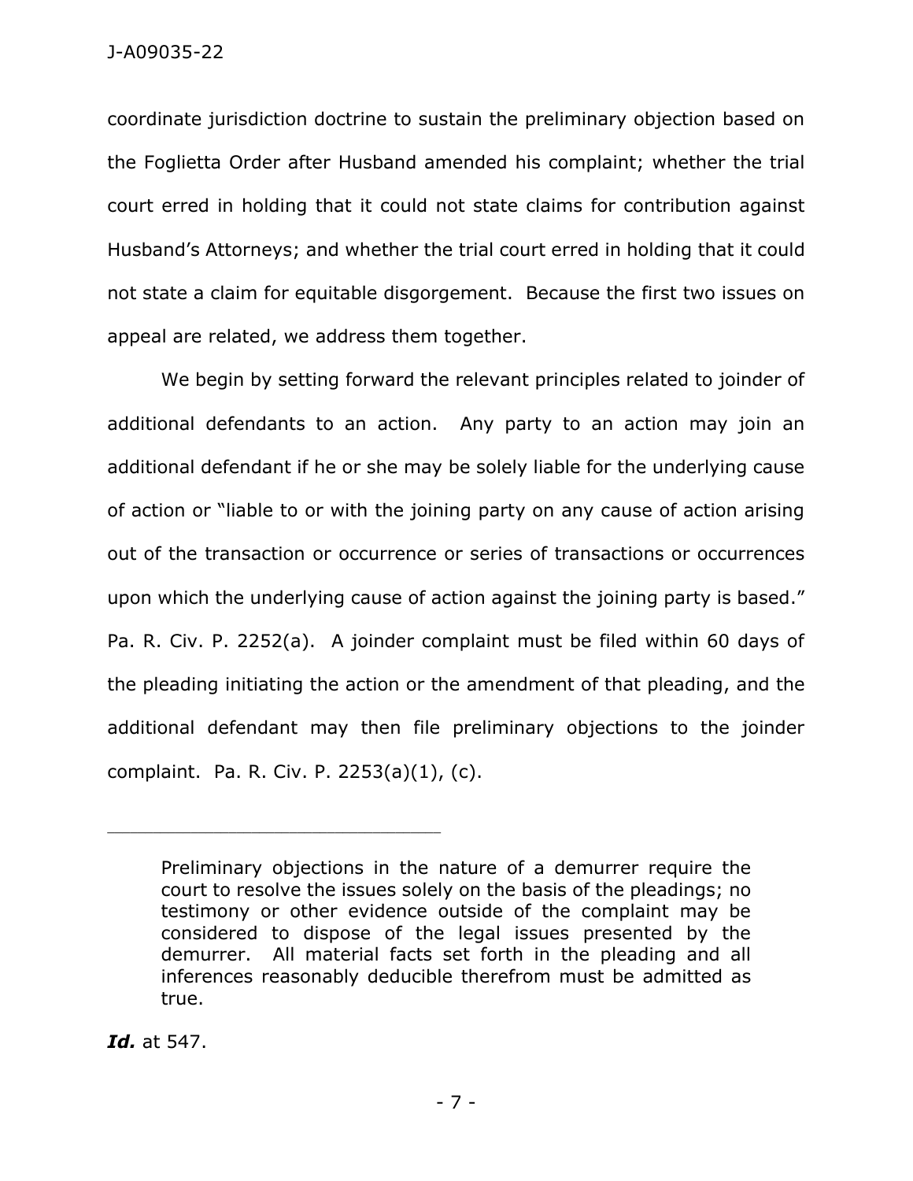coordinate jurisdiction doctrine to sustain the preliminary objection based on the Foglietta Order after Husband amended his complaint; whether the trial court erred in holding that it could not state claims for contribution against Husband's Attorneys; and whether the trial court erred in holding that it could not state a claim for equitable disgorgement. Because the first two issues on appeal are related, we address them together.

We begin by setting forward the relevant principles related to joinder of additional defendants to an action. Any party to an action may join an additional defendant if he or she may be solely liable for the underlying cause of action or "liable to or with the joining party on any cause of action arising out of the transaction or occurrence or series of transactions or occurrences upon which the underlying cause of action against the joining party is based." Pa. R. Civ. P. 2252(a). A joinder complaint must be filed within 60 days of the pleading initiating the action or the amendment of that pleading, and the additional defendant may then file preliminary objections to the joinder complaint. Pa. R. Civ. P. 2253(a)(1), (c).

---

> Preliminary objections in the nature of a demurrer require the court to resolve the issues solely on the basis of the pleadings; no testimony or other evidence outside of the complaint may be considered to dispose of the legal issues presented by the demurrer. All material facts set forth in the pleading and all inferences reasonably deducible therefrom must be admitted as true.

***Id.*** at 547.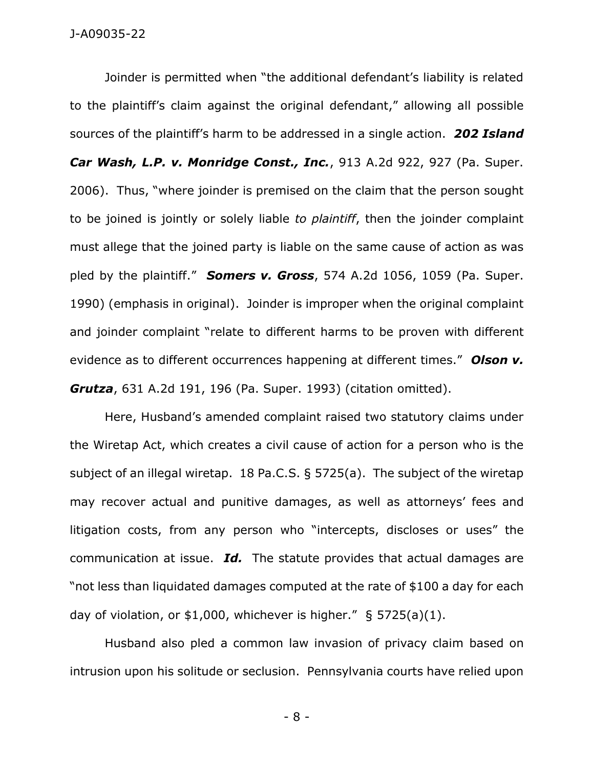Joinder is permitted when "the additional defendant's liability is related to the plaintiff's claim against the original defendant," allowing all possible sources of the plaintiff's harm to be addressed in a single action. ***202 Island Car Wash, L.P. v. Monridge Const., Inc.***, 913 A.2d 922, 927 (Pa. Super. 2006). Thus, "where joinder is premised on the claim that the person sought to be joined is jointly or solely liable *to plaintiff*, then the joinder complaint must allege that the joined party is liable on the same cause of action as was pled by the plaintiff." ***Somers v. Gross***, 574 A.2d 1056, 1059 (Pa. Super. 1990) (emphasis in original). Joinder is improper when the original complaint and joinder complaint "relate to different harms to be proven with different evidence as to different occurrences happening at different times." ***Olson v. Grutza***, 631 A.2d 191, 196 (Pa. Super. 1993) (citation omitted).

Here, Husband's amended complaint raised two statutory claims under the Wiretap Act, which creates a civil cause of action for a person who is the subject of an illegal wiretap. 18 Pa.C.S. § 5725(a). The subject of the wiretap may recover actual and punitive damages, as well as attorneys' fees and litigation costs, from any person who "intercepts, discloses or uses" the communication at issue. ***Id.*** The statute provides that actual damages are "not less than liquidated damages computed at the rate of $100 a day for each day of violation, or $1,000, whichever is higher." § 5725(a)(1).

Husband also pled a common law invasion of privacy claim based on intrusion upon his solitude or seclusion. Pennsylvania courts have relied upon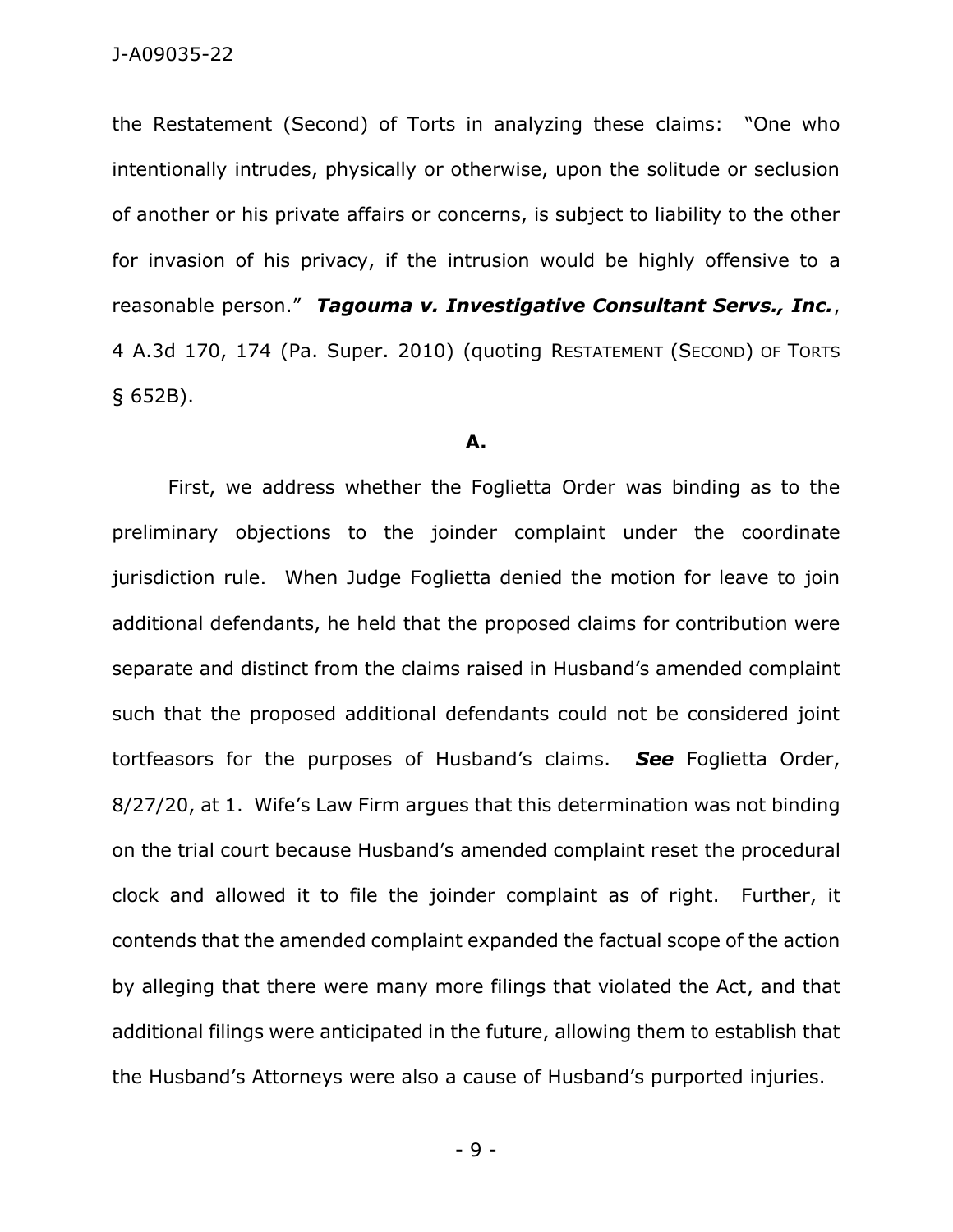the Restatement (Second) of Torts in analyzing these claims: "One who intentionally intrudes, physically or otherwise, upon the solitude or seclusion of another or his private affairs or concerns, is subject to liability to the other for invasion of his privacy, if the intrusion would be highly offensive to a reasonable person." ***Tagouma v. Investigative Consultant Servs., Inc.***, 4 A.3d 170, 174 (Pa. Super. 2010) (quoting RESTATEMENT (SECOND) OF TORTS § 652B).

**A.**

First, we address whether the Foglietta Order was binding as to the preliminary objections to the joinder complaint under the coordinate jurisdiction rule. When Judge Foglietta denied the motion for leave to join additional defendants, he held that the proposed claims for contribution were separate and distinct from the claims raised in Husband's amended complaint such that the proposed additional defendants could not be considered joint tortfeasors for the purposes of Husband's claims. ***See*** Foglietta Order, 8/27/20, at 1. Wife's Law Firm argues that this determination was not binding on the trial court because Husband's amended complaint reset the procedural clock and allowed it to file the joinder complaint as of right. Further, it contends that the amended complaint expanded the factual scope of the action by alleging that there were many more filings that violated the Act, and that additional filings were anticipated in the future, allowing them to establish that the Husband's Attorneys were also a cause of Husband's purported injuries.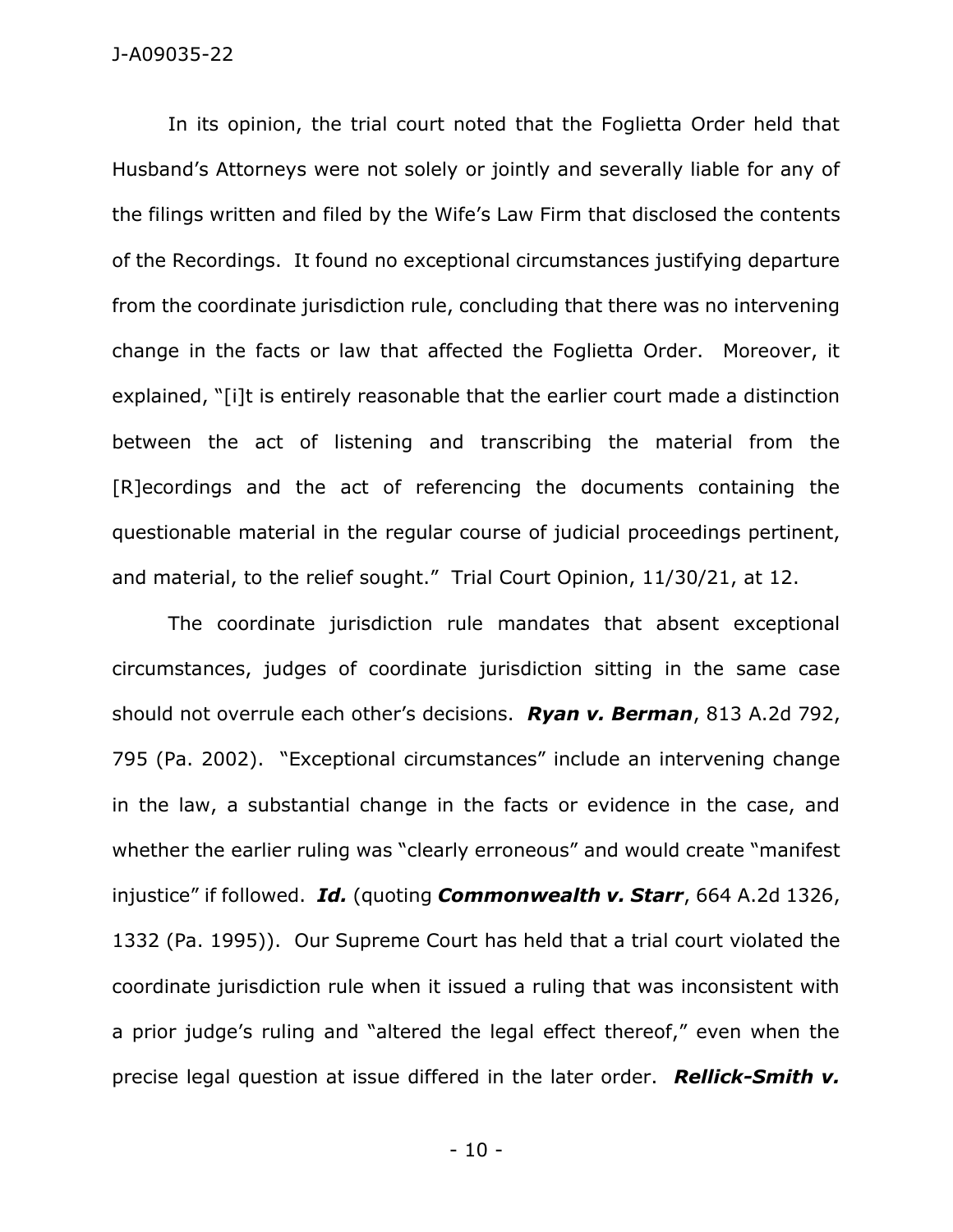In its opinion, the trial court noted that the Foglietta Order held that Husband's Attorneys were not solely or jointly and severally liable for any of the filings written and filed by the Wife's Law Firm that disclosed the contents of the Recordings. It found no exceptional circumstances justifying departure from the coordinate jurisdiction rule, concluding that there was no intervening change in the facts or law that affected the Foglietta Order. Moreover, it explained, "[i]t is entirely reasonable that the earlier court made a distinction between the act of listening and transcribing the material from the [R]ecordings and the act of referencing the documents containing the questionable material in the regular course of judicial proceedings pertinent, and material, to the relief sought." Trial Court Opinion, 11/30/21, at 12.

The coordinate jurisdiction rule mandates that absent exceptional circumstances, judges of coordinate jurisdiction sitting in the same case should not overrule each other's decisions. ***Ryan v. Berman***, 813 A.2d 792, 795 (Pa. 2002). "Exceptional circumstances" include an intervening change in the law, a substantial change in the facts or evidence in the case, and whether the earlier ruling was "clearly erroneous" and would create "manifest injustice" if followed. ***Id.*** (quoting ***Commonwealth v. Starr***, 664 A.2d 1326, 1332 (Pa. 1995)). Our Supreme Court has held that a trial court violated the coordinate jurisdiction rule when it issued a ruling that was inconsistent with a prior judge's ruling and "altered the legal effect thereof," even when the precise legal question at issue differed in the later order. ***Rellick-Smith v.***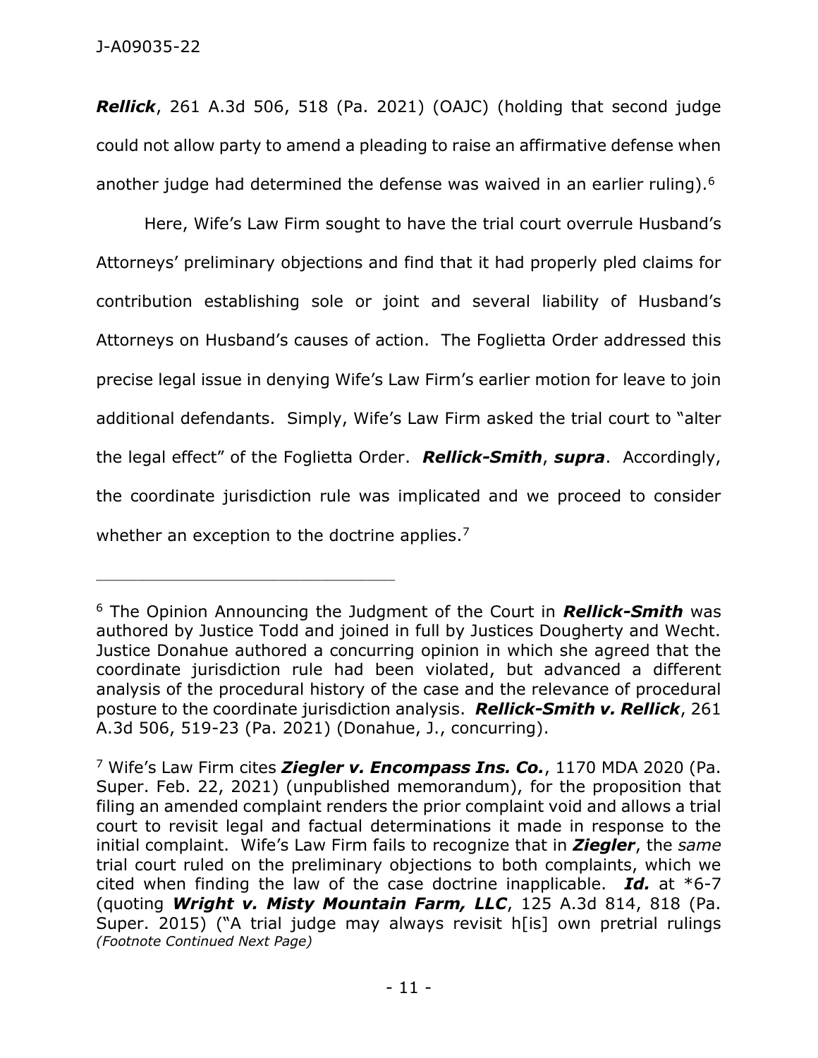***Rellick***, 261 A.3d 506, 518 (Pa. 2021) (OAJC) (holding that second judge could not allow party to amend a pleading to raise an affirmative defense when another judge had determined the defense was waived in an earlier ruling).[6]

Here, Wife's Law Firm sought to have the trial court overrule Husband's Attorneys' preliminary objections and find that it had properly pled claims for contribution establishing sole or joint and several liability of Husband's Attorneys on Husband's causes of action. The Foglietta Order addressed this precise legal issue in denying Wife's Law Firm's earlier motion for leave to join additional defendants. Simply, Wife's Law Firm asked the trial court to "alter the legal effect" of the Foglietta Order. ***Rellick-Smith***, ***supra***. Accordingly, the coordinate jurisdiction rule was implicated and we proceed to consider whether an exception to the doctrine applies.[7]

---

[6] The Opinion Announcing the Judgment of the Court in ***Rellick-Smith*** was authored by Justice Todd and joined in full by Justices Dougherty and Wecht. Justice Donahue authored a concurring opinion in which she agreed that the coordinate jurisdiction rule had been violated, but advanced a different analysis of the procedural history of the case and the relevance of procedural posture to the coordinate jurisdiction analysis. ***Rellick-Smith v. Rellick***, 261 A.3d 506, 519-23 (Pa. 2021) (Donahue, J., concurring).

[7] Wife's Law Firm cites ***Ziegler v. Encompass Ins. Co.***, 1170 MDA 2020 (Pa. Super. Feb. 22, 2021) (unpublished memorandum), for the proposition that filing an amended complaint renders the prior complaint void and allows a trial court to revisit legal and factual determinations it made in response to the initial complaint. Wife's Law Firm fails to recognize that in ***Ziegler***, the *same* trial court ruled on the preliminary objections to both complaints, which we cited when finding the law of the case doctrine inapplicable. ***Id.*** at *6-7 (quoting ***Wright v. Misty Mountain Farm, LLC***, 125 A.3d 814, 818 (Pa. Super. 2015) ("A trial judge may always revisit h[is] own pretrial rulings *(Footnote Continued Next Page)*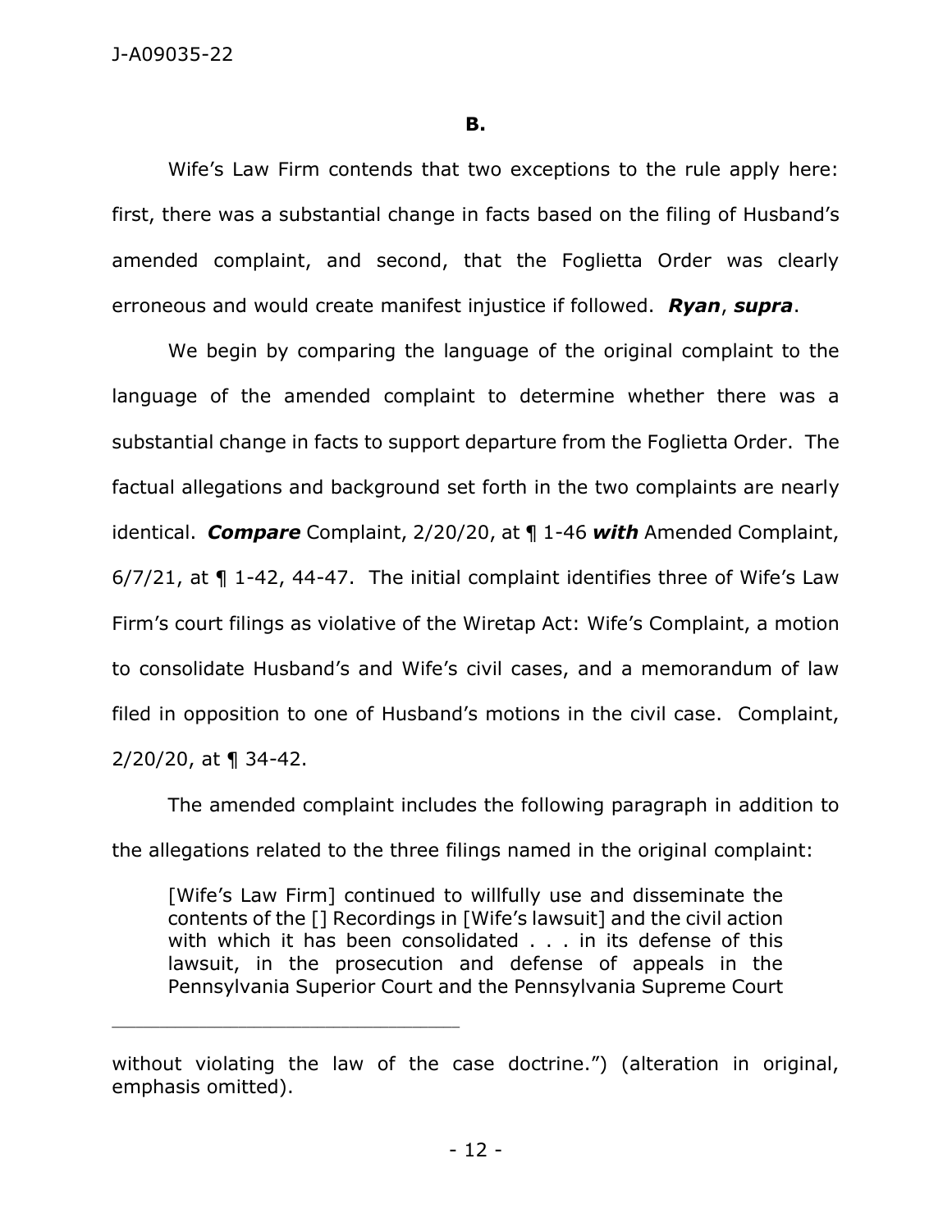**B.**

Wife's Law Firm contends that two exceptions to the rule apply here: first, there was a substantial change in facts based on the filing of Husband's amended complaint, and second, that the Foglietta Order was clearly erroneous and would create manifest injustice if followed. ***Ryan***, ***supra***.

We begin by comparing the language of the original complaint to the language of the amended complaint to determine whether there was a substantial change in facts to support departure from the Foglietta Order. The factual allegations and background set forth in the two complaints are nearly identical. ***Compare*** Complaint, 2/20/20, at ¶ 1-46 ***with*** Amended Complaint, 6/7/21, at ¶ 1-42, 44-47. The initial complaint identifies three of Wife's Law Firm's court filings as violative of the Wiretap Act: Wife's Complaint, a motion to consolidate Husband's and Wife's civil cases, and a memorandum of law filed in opposition to one of Husband's motions in the civil case. Complaint, 2/20/20, at ¶ 34-42.

The amended complaint includes the following paragraph in addition to the allegations related to the three filings named in the original complaint:

> [Wife's Law Firm] continued to willfully use and disseminate the contents of the [] Recordings in [Wife's lawsuit] and the civil action with which it has been consolidated . . . in its defense of this lawsuit, in the prosecution and defense of appeals in the Pennsylvania Superior Court and the Pennsylvania Supreme Court

---

without violating the law of the case doctrine.") (alteration in original, emphasis omitted).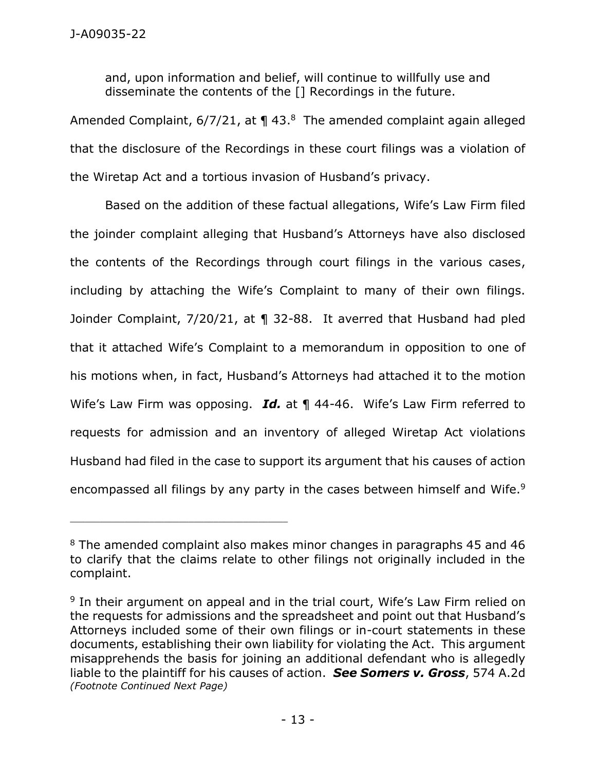and, upon information and belief, will continue to willfully use and disseminate the contents of the [] Recordings in the future.

Amended Complaint, 6/7/21, at ¶ 43.[8] The amended complaint again alleged that the disclosure of the Recordings in these court filings was a violation of the Wiretap Act and a tortious invasion of Husband's privacy.

Based on the addition of these factual allegations, Wife's Law Firm filed the joinder complaint alleging that Husband's Attorneys have also disclosed the contents of the Recordings through court filings in the various cases, including by attaching the Wife's Complaint to many of their own filings. Joinder Complaint, 7/20/21, at ¶ 32-88. It averred that Husband had pled that it attached Wife's Complaint to a memorandum in opposition to one of his motions when, in fact, Husband's Attorneys had attached it to the motion Wife's Law Firm was opposing. ***Id.*** at ¶ 44-46. Wife's Law Firm referred to requests for admission and an inventory of alleged Wiretap Act violations Husband had filed in the case to support its argument that his causes of action encompassed all filings by any party in the cases between himself and Wife.[9]

---

[8] The amended complaint also makes minor changes in paragraphs 45 and 46 to clarify that the claims relate to other filings not originally included in the complaint.

[9] In their argument on appeal and in the trial court, Wife's Law Firm relied on the requests for admissions and the spreadsheet and point out that Husband's Attorneys included some of their own filings or in-court statements in these documents, establishing their own liability for violating the Act. This argument misapprehends the basis for joining an additional defendant who is allegedly liable to the plaintiff for his causes of action. ***See Somers v. Gross***, 574 A.2d *(Footnote Continued Next Page)*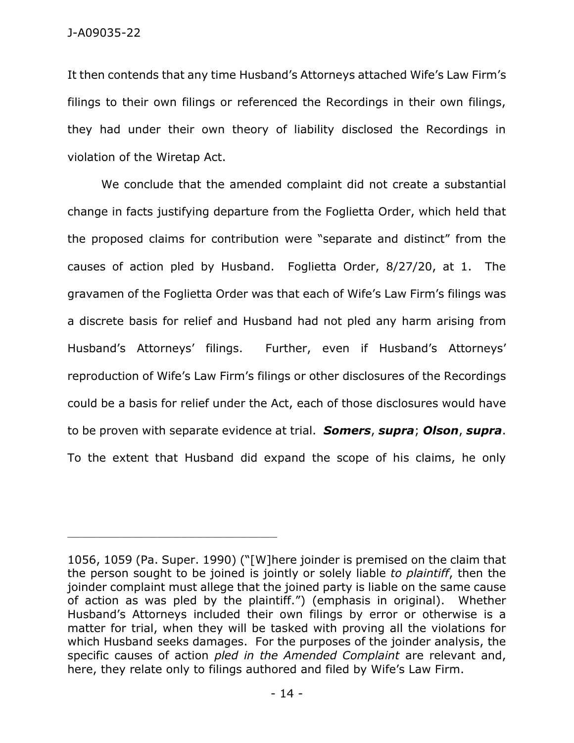It then contends that any time Husband's Attorneys attached Wife's Law Firm's filings to their own filings or referenced the Recordings in their own filings, they had under their own theory of liability disclosed the Recordings in violation of the Wiretap Act.

We conclude that the amended complaint did not create a substantial change in facts justifying departure from the Foglietta Order, which held that the proposed claims for contribution were "separate and distinct" from the causes of action pled by Husband. Foglietta Order, 8/27/20, at 1. The gravamen of the Foglietta Order was that each of Wife's Law Firm's filings was a discrete basis for relief and Husband had not pled any harm arising from Husband's Attorneys' filings. Further, even if Husband's Attorneys' reproduction of Wife's Law Firm's filings or other disclosures of the Recordings could be a basis for relief under the Act, each of those disclosures would have to be proven with separate evidence at trial. ***Somers***, ***supra***; ***Olson***, ***supra***. To the extent that Husband did expand the scope of his claims, he only

---

1056, 1059 (Pa. Super. 1990) ("[W]here joinder is premised on the claim that the person sought to be joined is jointly or solely liable *to plaintiff*, then the joinder complaint must allege that the joined party is liable on the same cause of action as was pled by the plaintiff.") (emphasis in original). Whether Husband's Attorneys included their own filings by error or otherwise is a matter for trial, when they will be tasked with proving all the violations for which Husband seeks damages. For the purposes of the joinder analysis, the specific causes of action *pled in the Amended Complaint* are relevant and, here, they relate only to filings authored and filed by Wife's Law Firm.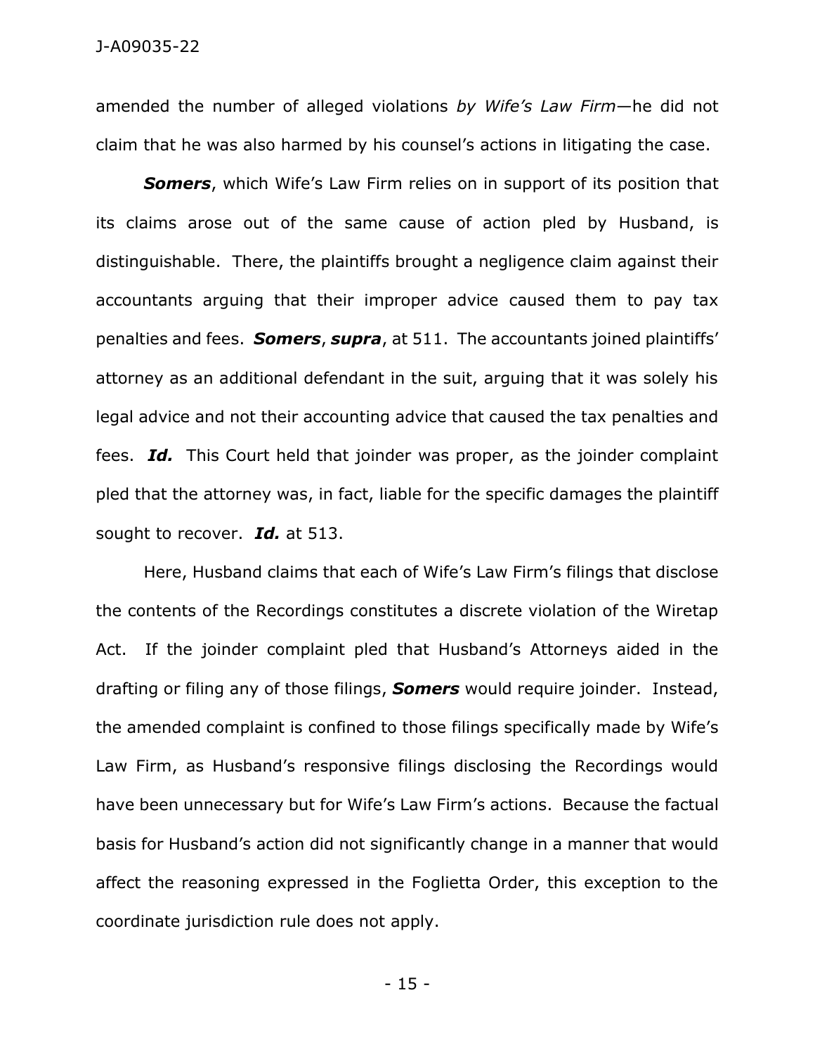amended the number of alleged violations *by Wife's Law Firm*—he did not claim that he was also harmed by his counsel's actions in litigating the case.

***Somers***, which Wife's Law Firm relies on in support of its position that its claims arose out of the same cause of action pled by Husband, is distinguishable. There, the plaintiffs brought a negligence claim against their accountants arguing that their improper advice caused them to pay tax penalties and fees. ***Somers***, ***supra***, at 511. The accountants joined plaintiffs' attorney as an additional defendant in the suit, arguing that it was solely his legal advice and not their accounting advice that caused the tax penalties and fees. ***Id.*** This Court held that joinder was proper, as the joinder complaint pled that the attorney was, in fact, liable for the specific damages the plaintiff sought to recover. ***Id.*** at 513.

Here, Husband claims that each of Wife's Law Firm's filings that disclose the contents of the Recordings constitutes a discrete violation of the Wiretap Act. If the joinder complaint pled that Husband's Attorneys aided in the drafting or filing any of those filings, ***Somers*** would require joinder. Instead, the amended complaint is confined to those filings specifically made by Wife's Law Firm, as Husband's responsive filings disclosing the Recordings would have been unnecessary but for Wife's Law Firm's actions. Because the factual basis for Husband's action did not significantly change in a manner that would affect the reasoning expressed in the Foglietta Order, this exception to the coordinate jurisdiction rule does not apply.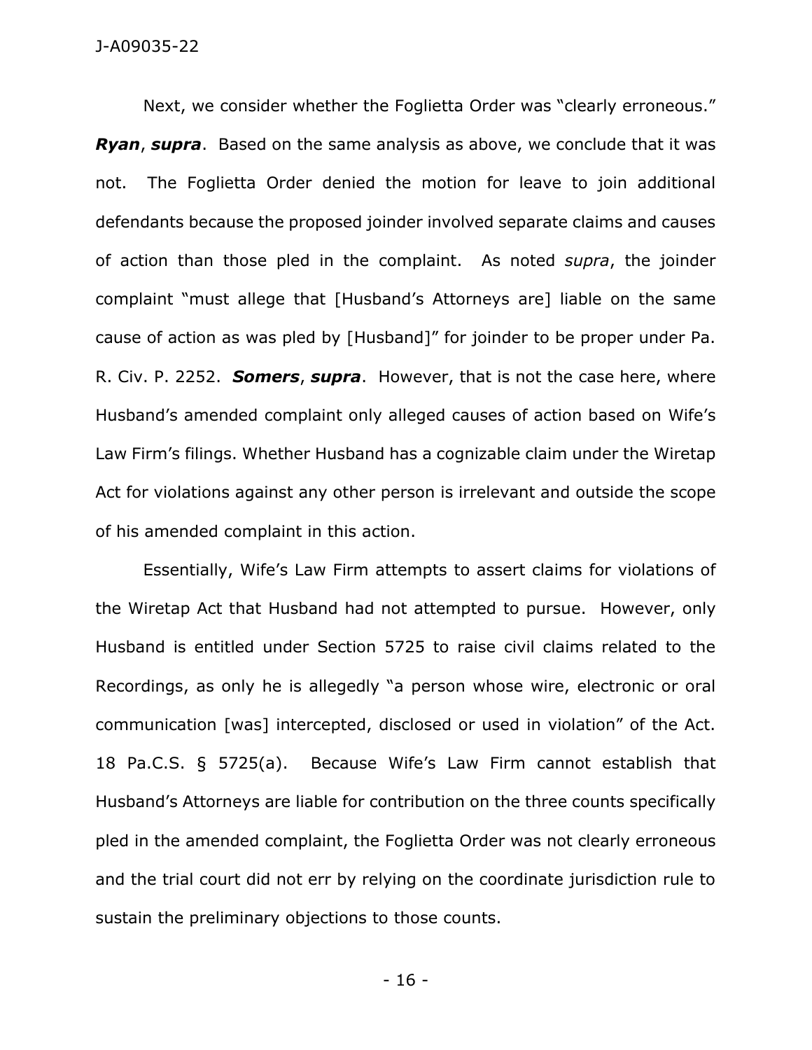Next, we consider whether the Foglietta Order was "clearly erroneous." ***Ryan***, ***supra***. Based on the same analysis as above, we conclude that it was not. The Foglietta Order denied the motion for leave to join additional defendants because the proposed joinder involved separate claims and causes of action than those pled in the complaint. As noted *supra*, the joinder complaint "must allege that [Husband's Attorneys are] liable on the same cause of action as was pled by [Husband]" for joinder to be proper under Pa. R. Civ. P. 2252. ***Somers***, ***supra***. However, that is not the case here, where Husband's amended complaint only alleged causes of action based on Wife's Law Firm's filings. Whether Husband has a cognizable claim under the Wiretap Act for violations against any other person is irrelevant and outside the scope of his amended complaint in this action.

Essentially, Wife's Law Firm attempts to assert claims for violations of the Wiretap Act that Husband had not attempted to pursue. However, only Husband is entitled under Section 5725 to raise civil claims related to the Recordings, as only he is allegedly "a person whose wire, electronic or oral communication [was] intercepted, disclosed or used in violation" of the Act. 18 Pa.C.S. § 5725(a). Because Wife's Law Firm cannot establish that Husband's Attorneys are liable for contribution on the three counts specifically pled in the amended complaint, the Foglietta Order was not clearly erroneous and the trial court did not err by relying on the coordinate jurisdiction rule to sustain the preliminary objections to those counts.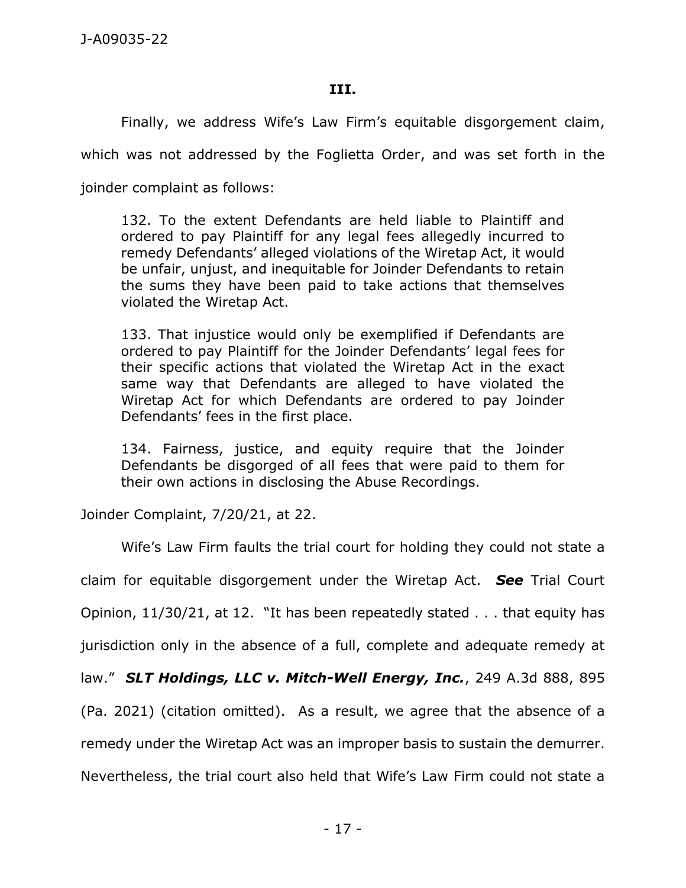### III.

Finally, we address Wife's Law Firm's equitable disgorgement claim, which was not addressed by the Foglietta Order, and was set forth in the joinder complaint as follows:

> 132. To the extent Defendants are held liable to Plaintiff and ordered to pay Plaintiff for any legal fees allegedly incurred to remedy Defendants' alleged violations of the Wiretap Act, it would be unfair, unjust, and inequitable for Joinder Defendants to retain the sums they have been paid to take actions that themselves violated the Wiretap Act.
>
> 133. That injustice would only be exemplified if Defendants are ordered to pay Plaintiff for the Joinder Defendants' legal fees for their specific actions that violated the Wiretap Act in the exact same way that Defendants are alleged to have violated the Wiretap Act for which Defendants are ordered to pay Joinder Defendants' fees in the first place.
>
> 134. Fairness, justice, and equity require that the Joinder Defendants be disgorged of all fees that were paid to them for their own actions in disclosing the Abuse Recordings.

Joinder Complaint, 7/20/21, at 22.

Wife's Law Firm faults the trial court for holding they could not state a claim for equitable disgorgement under the Wiretap Act. ***See*** Trial Court Opinion, 11/30/21, at 12. "It has been repeatedly stated . . . that equity has jurisdiction only in the absence of a full, complete and adequate remedy at law." ***SLT Holdings, LLC v. Mitch-Well Energy, Inc.***, 249 A.3d 888, 895 (Pa. 2021) (citation omitted). As a result, we agree that the absence of a remedy under the Wiretap Act was an improper basis to sustain the demurrer. Nevertheless, the trial court also held that Wife's Law Firm could not state a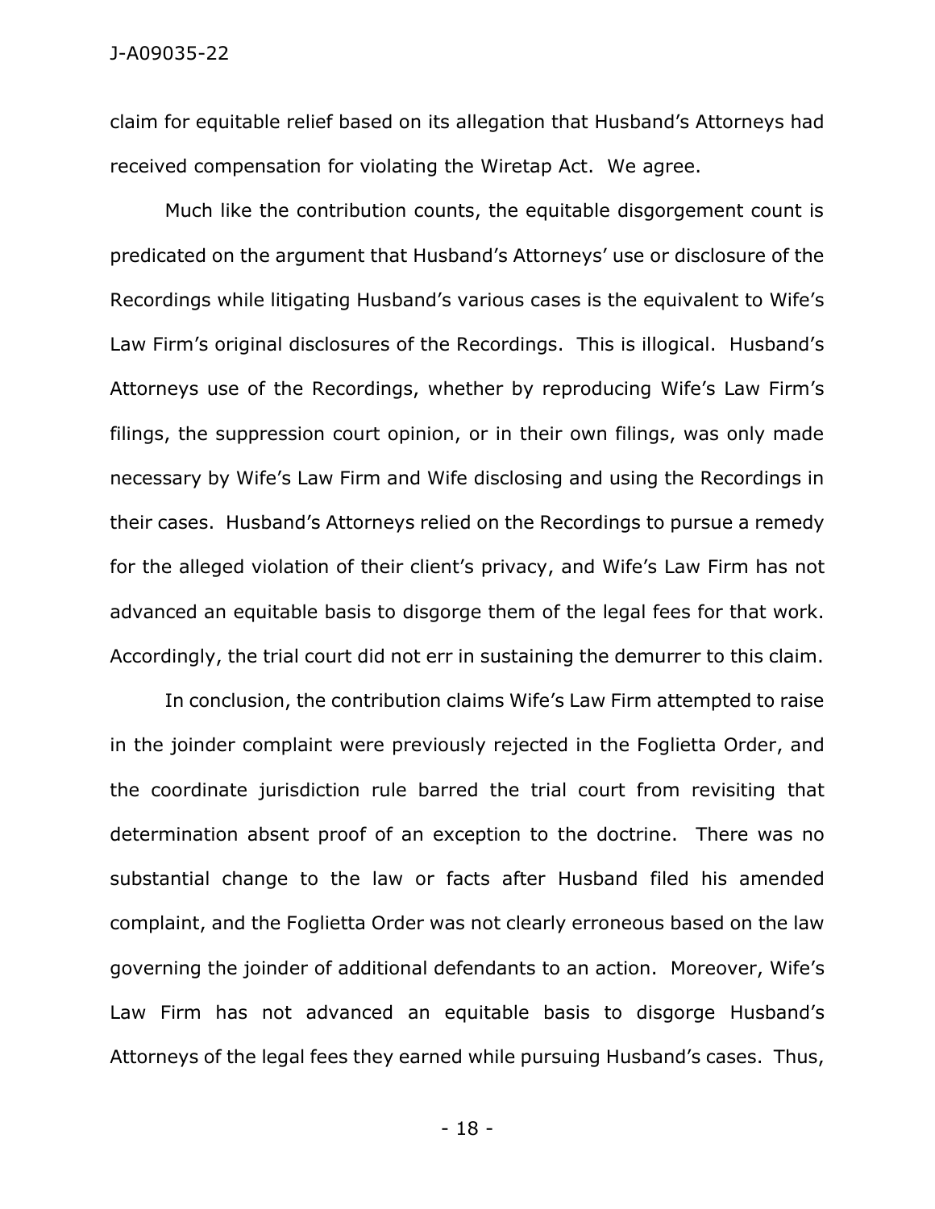claim for equitable relief based on its allegation that Husband's Attorneys had received compensation for violating the Wiretap Act. We agree.

Much like the contribution counts, the equitable disgorgement count is predicated on the argument that Husband's Attorneys' use or disclosure of the Recordings while litigating Husband's various cases is the equivalent to Wife's Law Firm's original disclosures of the Recordings. This is illogical. Husband's Attorneys use of the Recordings, whether by reproducing Wife's Law Firm's filings, the suppression court opinion, or in their own filings, was only made necessary by Wife's Law Firm and Wife disclosing and using the Recordings in their cases. Husband's Attorneys relied on the Recordings to pursue a remedy for the alleged violation of their client's privacy, and Wife's Law Firm has not advanced an equitable basis to disgorge them of the legal fees for that work. Accordingly, the trial court did not err in sustaining the demurrer to this claim.

In conclusion, the contribution claims Wife's Law Firm attempted to raise in the joinder complaint were previously rejected in the Foglietta Order, and the coordinate jurisdiction rule barred the trial court from revisiting that determination absent proof of an exception to the doctrine. There was no substantial change to the law or facts after Husband filed his amended complaint, and the Foglietta Order was not clearly erroneous based on the law governing the joinder of additional defendants to an action. Moreover, Wife's Law Firm has not advanced an equitable basis to disgorge Husband's Attorneys of the legal fees they earned while pursuing Husband's cases. Thus,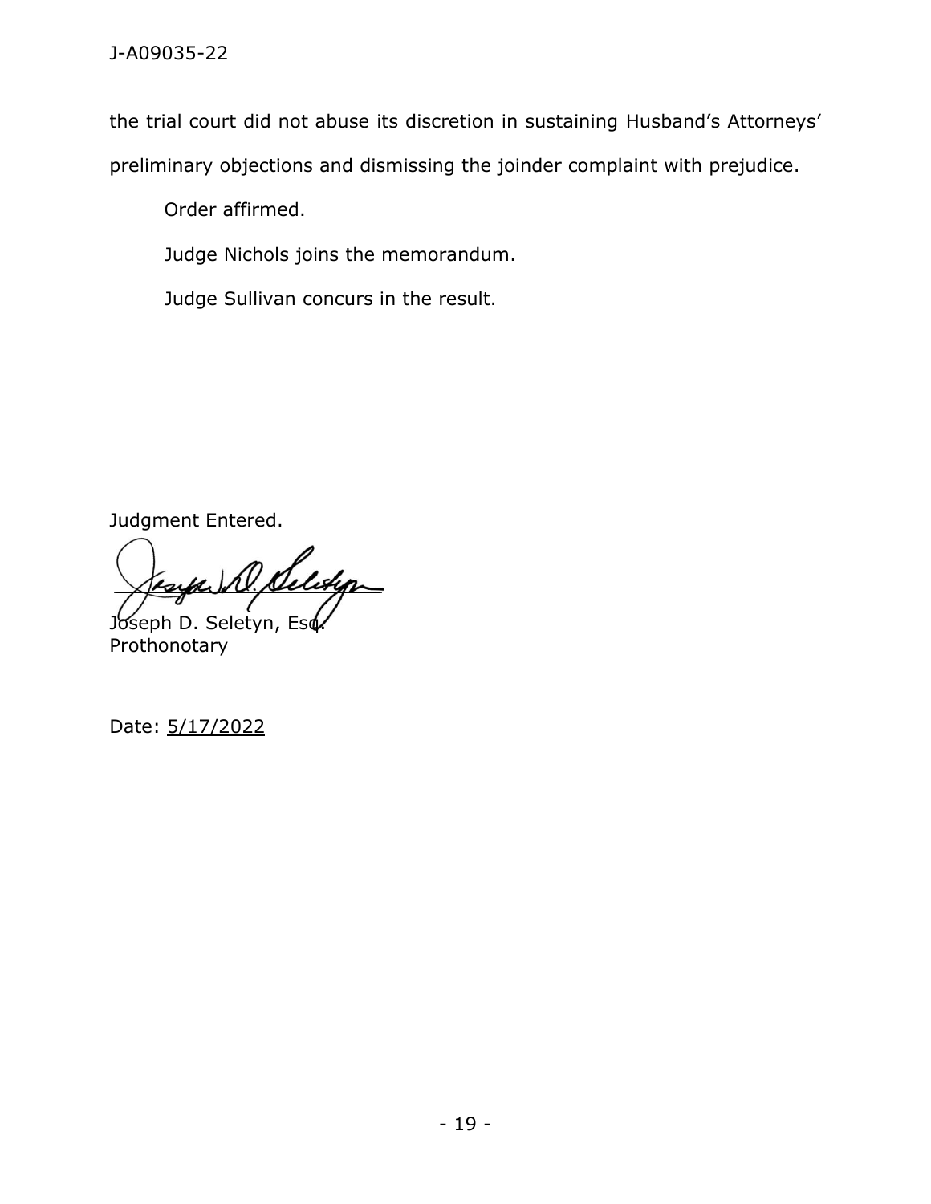the trial court did not abuse its discretion in sustaining Husband's Attorneys' preliminary objections and dismissing the joinder complaint with prejudice.

Order affirmed.

Judge Nichols joins the memorandum.

Judge Sullivan concurs in the result.

Judgment Entered.

Joseph D. Seletyn, Esq.
Prothonotary

Date: 5/17/2022